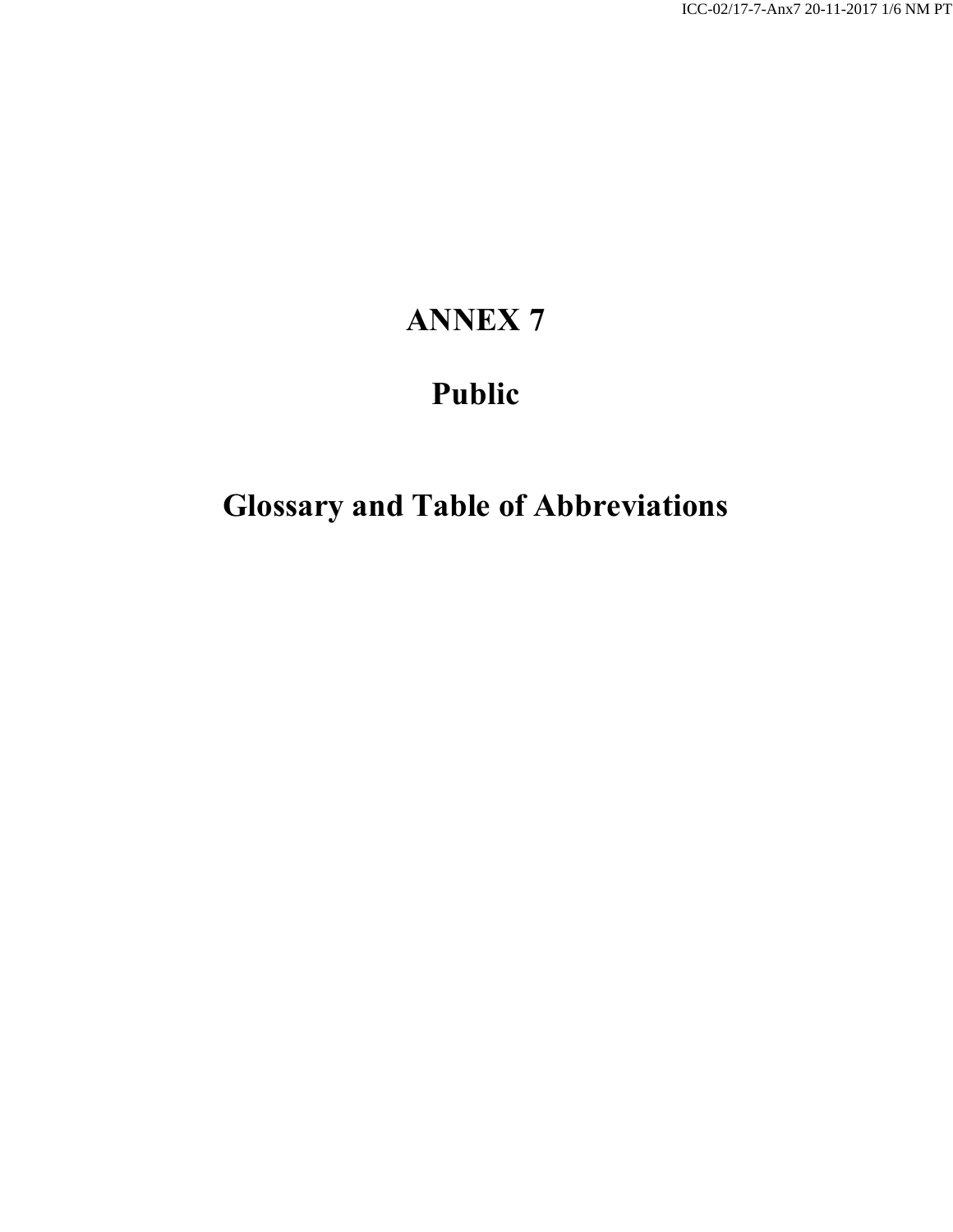# ANNEX 7

## Public

## Glossary and Table of Abbreviations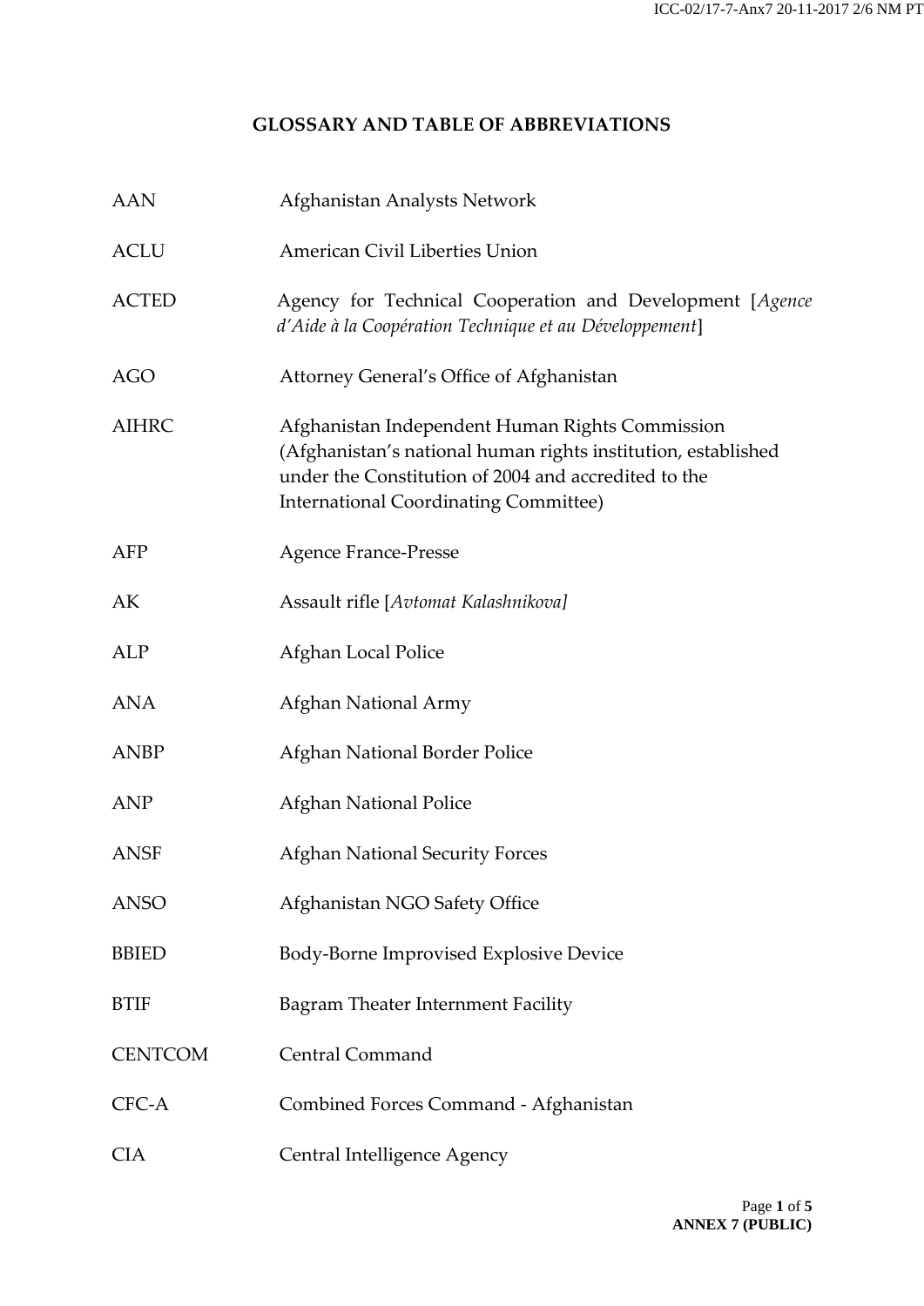# GLOSSARY AND TABLE OF ABBREVIATIONS

| | |
|---|---|
| AAN | Afghanistan Analysts Network |
| ACLU | American Civil Liberties Union |
| ACTED | Agency for Technical Cooperation and Development [*Agence d'Aide à la Coopération Technique et au Développement*] |
| AGO | Attorney General's Office of Afghanistan |
| AIHRC | Afghanistan Independent Human Rights Commission (Afghanistan's national human rights institution, established under the Constitution of 2004 and accredited to the International Coordinating Committee) |
| AFP | Agence France-Presse |
| AK | Assault rifle [*Avtomat Kalashnikova]* |
| ALP | Afghan Local Police |
| ANA | Afghan National Army |
| ANBP | Afghan National Border Police |
| ANP | Afghan National Police |
| ANSF | Afghan National Security Forces |
| ANSO | Afghanistan NGO Safety Office |
| BBIED | Body-Borne Improvised Explosive Device |
| BTIF | Bagram Theater Internment Facility |
| CENTCOM | Central Command |
| CFC-A | Combined Forces Command - Afghanistan |
| CIA | Central Intelligence Agency |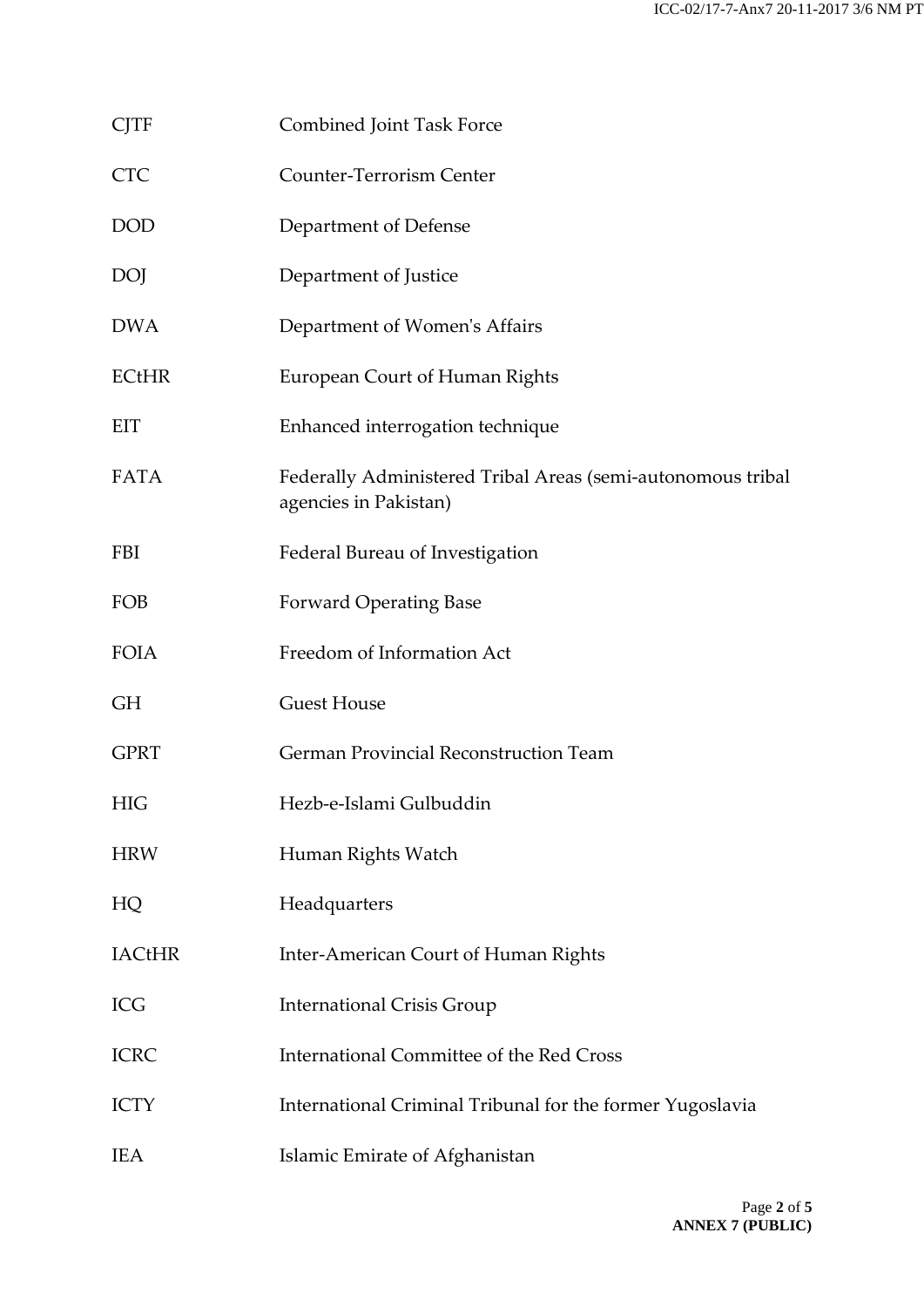| | |
|---|---|
| CJTF | Combined Joint Task Force |
| CTC | Counter-Terrorism Center |
| DOD | Department of Defense |
| DOJ | Department of Justice |
| DWA | Department of Women's Affairs |
| ECtHR | European Court of Human Rights |
| EIT | Enhanced interrogation technique |
| FATA | Federally Administered Tribal Areas (semi-autonomous tribal agencies in Pakistan) |
| FBI | Federal Bureau of Investigation |
| FOB | Forward Operating Base |
| FOIA | Freedom of Information Act |
| GH | Guest House |
| GPRT | German Provincial Reconstruction Team |
| HIG | Hezb-e-Islami Gulbuddin |
| HRW | Human Rights Watch |
| HQ | Headquarters |
| IACtHR | Inter-American Court of Human Rights |
| ICG | International Crisis Group |
| ICRC | International Committee of the Red Cross |
| ICTY | International Criminal Tribunal for the former Yugoslavia |
| IEA | Islamic Emirate of Afghanistan |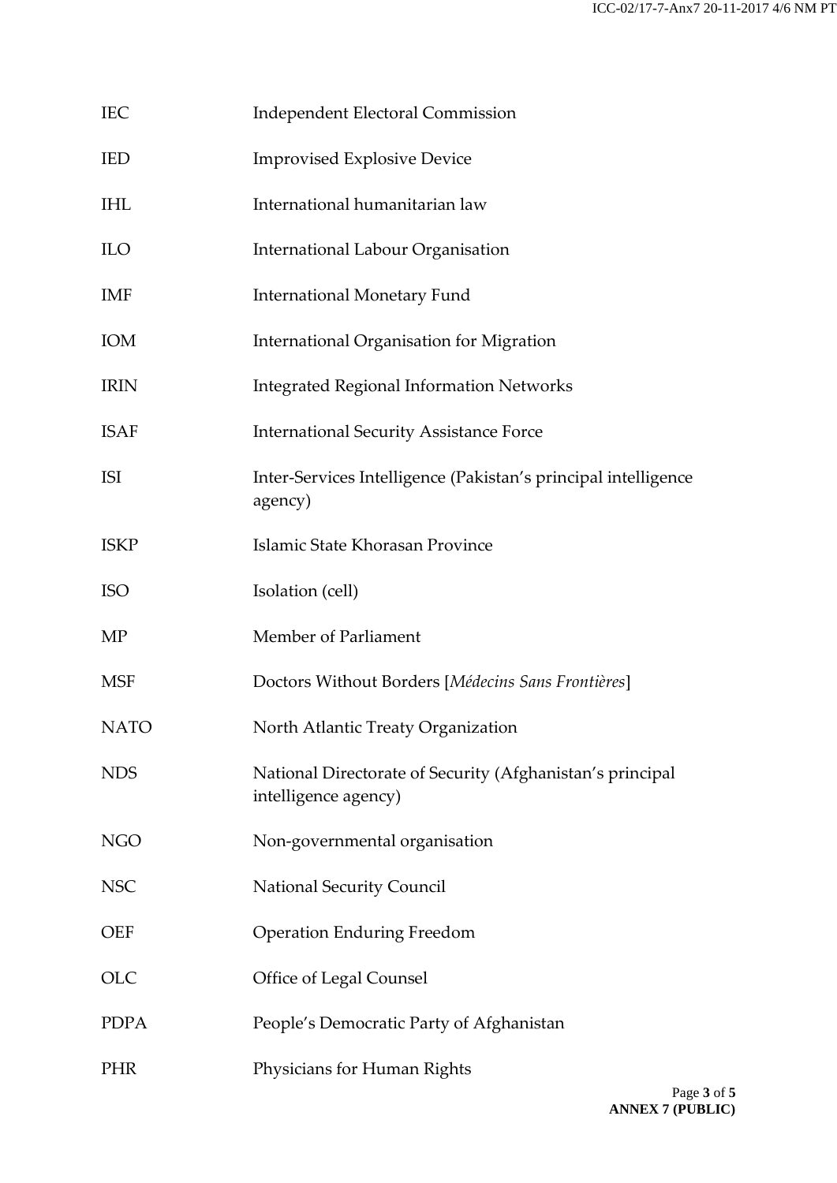| | |
|---|---|
| IEC | Independent Electoral Commission |
| IED | Improvised Explosive Device |
| IHL | International humanitarian law |
| ILO | International Labour Organisation |
| IMF | International Monetary Fund |
| IOM | International Organisation for Migration |
| IRIN | Integrated Regional Information Networks |
| ISAF | International Security Assistance Force |
| ISI | Inter-Services Intelligence (Pakistan's principal intelligence agency) |
| ISKP | Islamic State Khorasan Province |
| ISO | Isolation (cell) |
| MP | Member of Parliament |
| MSF | Doctors Without Borders [*Médecins Sans Frontières*] |
| NATO | North Atlantic Treaty Organization |
| NDS | National Directorate of Security (Afghanistan's principal intelligence agency) |
| NGO | Non-governmental organisation |
| NSC | National Security Council |
| OEF | Operation Enduring Freedom |
| OLC | Office of Legal Counsel |
| PDPA | People's Democratic Party of Afghanistan |
| PHR | Physicians for Human Rights |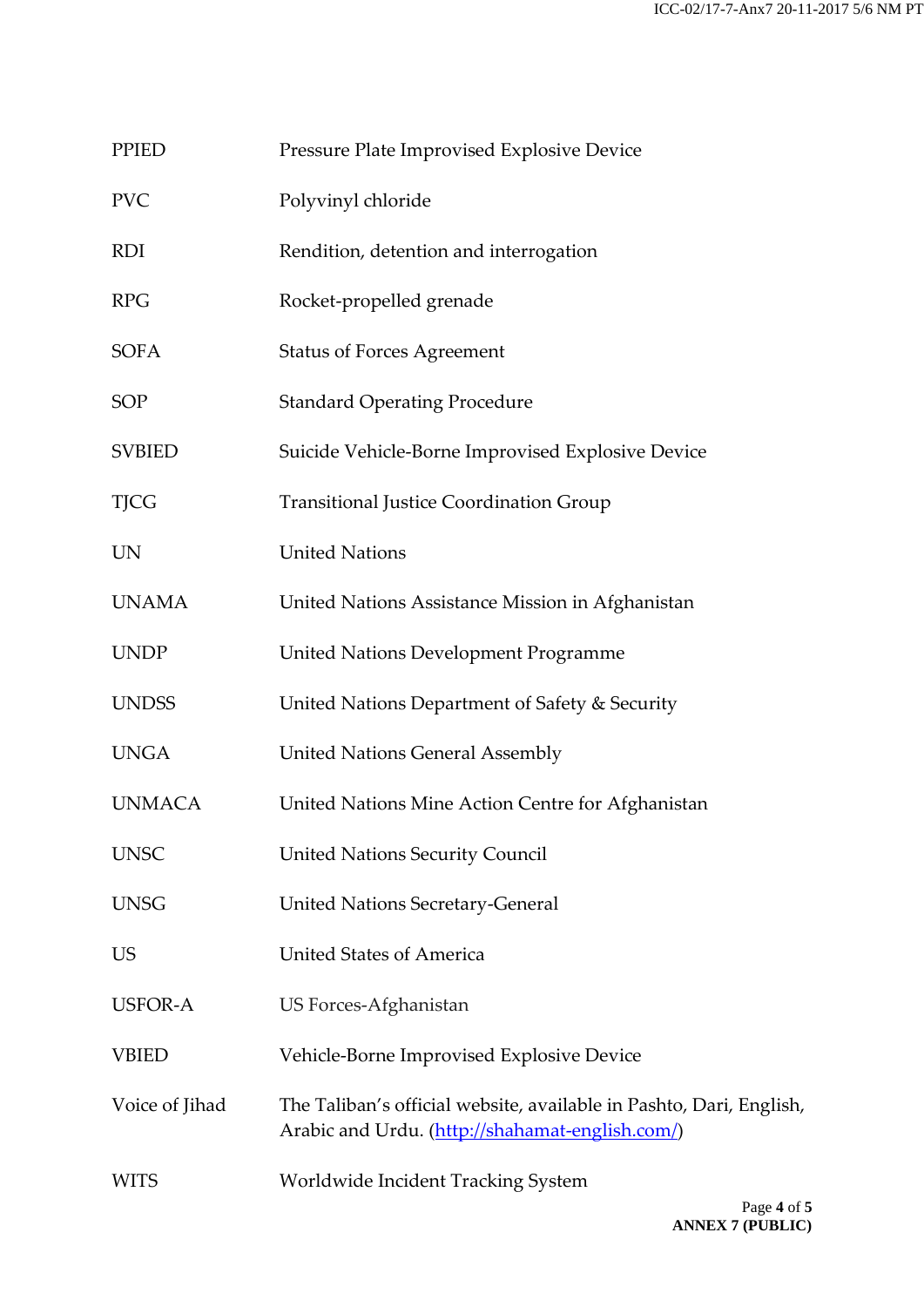| | |
|---|---|
| PPIED | Pressure Plate Improvised Explosive Device |
| PVC | Polyvinyl chloride |
| RDI | Rendition, detention and interrogation |
| RPG | Rocket-propelled grenade |
| SOFA | Status of Forces Agreement |
| SOP | Standard Operating Procedure |
| SVBIED | Suicide Vehicle-Borne Improvised Explosive Device |
| TJCG | Transitional Justice Coordination Group |
| UN | United Nations |
| UNAMA | United Nations Assistance Mission in Afghanistan |
| UNDP | United Nations Development Programme |
| UNDSS | United Nations Department of Safety & Security |
| UNGA | United Nations General Assembly |
| UNMACA | United Nations Mine Action Centre for Afghanistan |
| UNSC | United Nations Security Council |
| UNSG | United Nations Secretary-General |
| US | United States of America |
| USFOR-A | US Forces-Afghanistan |
| VBIED | Vehicle-Borne Improvised Explosive Device |
| Voice of Jihad | The Taliban's official website, available in Pashto, Dari, English, Arabic and Urdu. (http://shahamat-english.com/) |
| WITS | Worldwide Incident Tracking System |

**ANNEX 7 (PUBLIC)**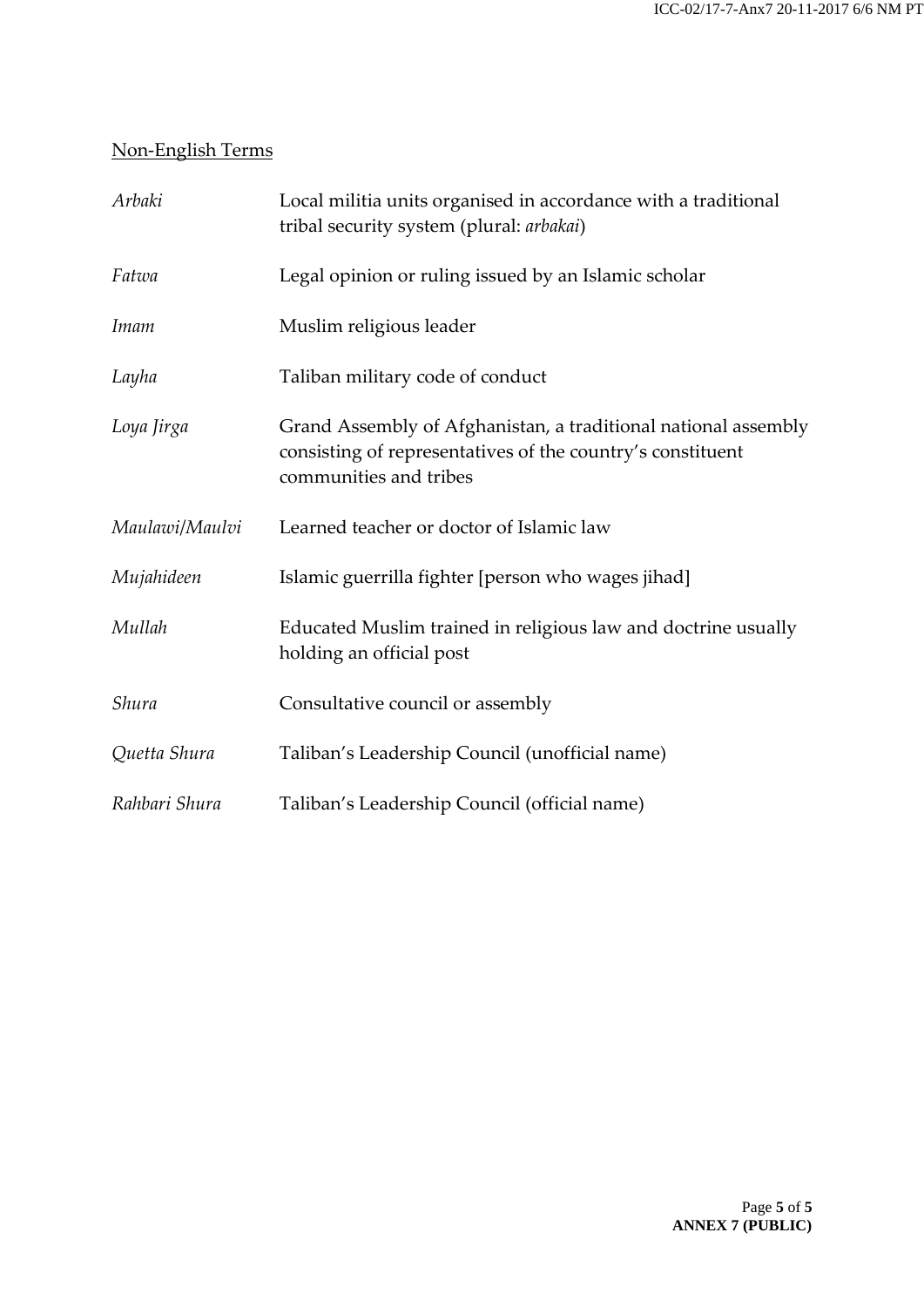Non-English Terms

| | |
|---|---|
| *Arbaki* | Local militia units organised in accordance with a traditional tribal security system (plural: *arbakai*) |
| *Fatwa* | Legal opinion or ruling issued by an Islamic scholar |
| *Imam* | Muslim religious leader |
| *Layha* | Taliban military code of conduct |
| *Loya Jirga* | Grand Assembly of Afghanistan, a traditional national assembly consisting of representatives of the country's constituent communities and tribes |
| *Maulawi/Maulvi* | Learned teacher or doctor of Islamic law |
| *Mujahideen* | Islamic guerrilla fighter [person who wages jihad] |
| *Mullah* | Educated Muslim trained in religious law and doctrine usually holding an official post |
| *Shura* | Consultative council or assembly |
| *Quetta Shura* | Taliban's Leadership Council (unofficial name) |
| *Rahbari Shura* | Taliban's Leadership Council (official name) |